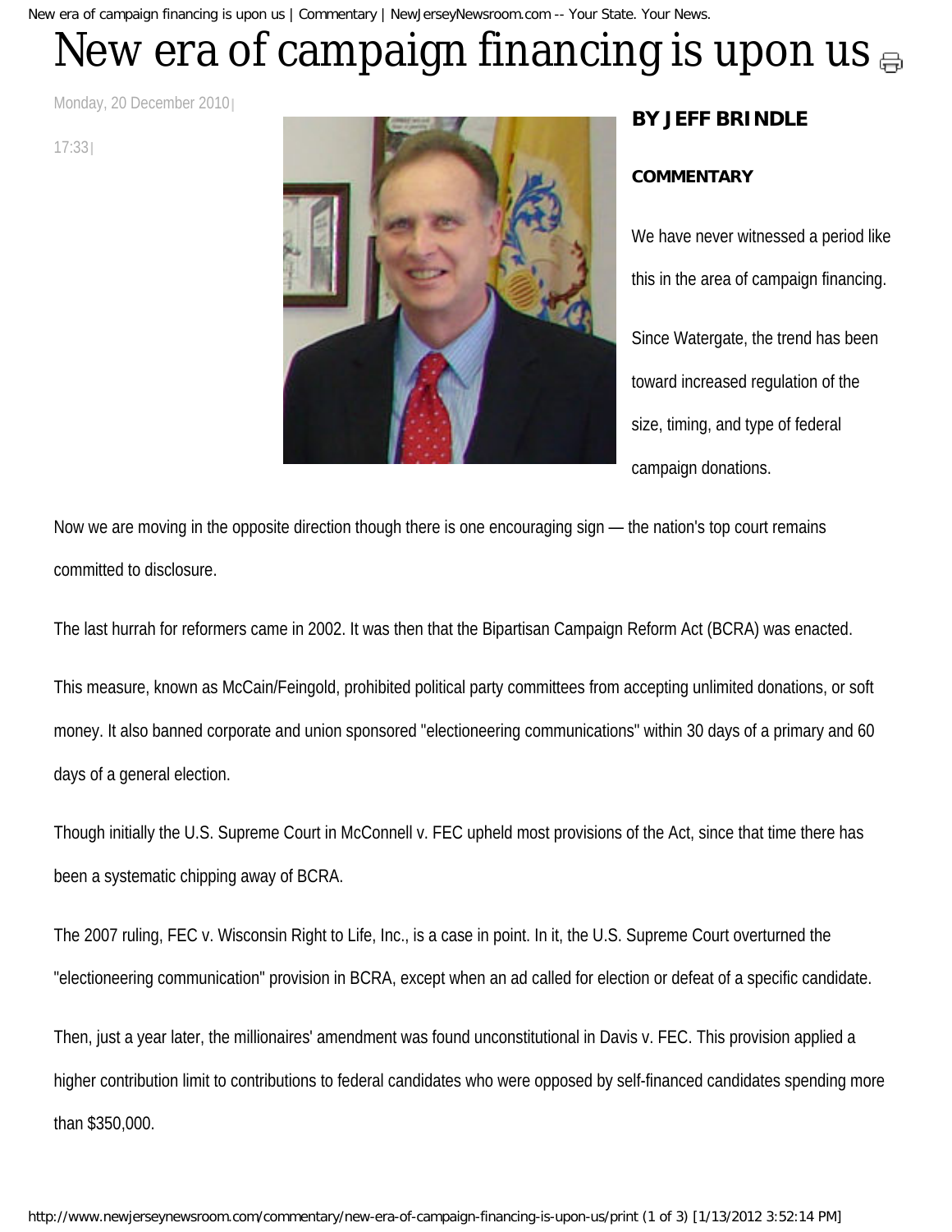# New era of campaign financing is upon us

Monday, 20 December 2010 | 17:33 |

**BY JEFF BRINDLE**

**COMMENTARY**

We have never witnessed a period like this in the area of campaign financing.

Since Watergate, the trend has been toward increased regulation of the size, timing, and type of federal campaign donations.

Now we are moving in the opposite direction though there is one encouraging sign — the nation's top court remains committed to disclosure.

The last hurrah for reformers came in 2002. It was then that the Bipartisan Campaign Reform Act (BCRA) was enacted.

This measure, known as McCain/Feingold, prohibited political party committees from accepting unlimited donations, or soft money. It also banned corporate and union sponsored "electioneering communications" within 30 days of a primary and 60 days of a general election.

Though initially the U.S. Supreme Court in McConnell v. FEC upheld most provisions of the Act, since that time there has been a systematic chipping away of BCRA.

The 2007 ruling, FEC v. Wisconsin Right to Life, Inc., is a case in point. In it, the U.S. Supreme Court overturned the "electioneering communication" provision in BCRA, except when an ad called for election or defeat of a specific candidate.

Then, just a year later, the millionaires' amendment was found unconstitutional in Davis v. FEC. This provision applied a higher contribution limit to contributions to federal candidates who were opposed by self-financed candidates spending more than $350,000.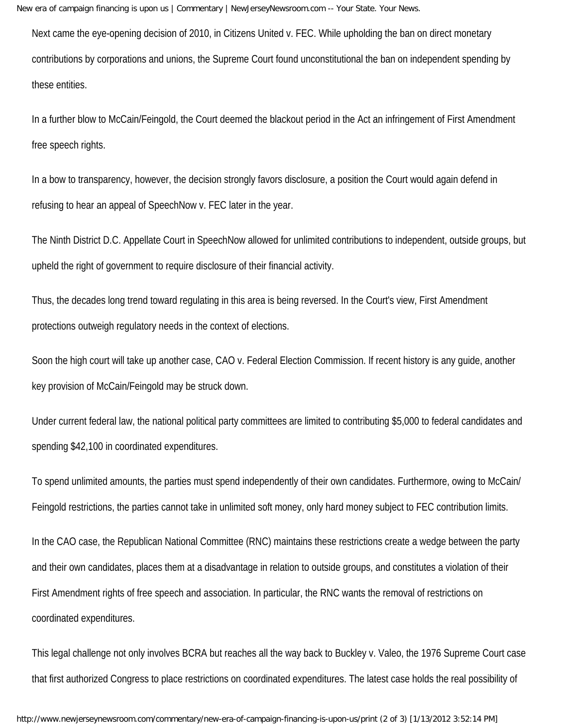Next came the eye-opening decision of 2010, in Citizens United v. FEC. While upholding the ban on direct monetary contributions by corporations and unions, the Supreme Court found unconstitutional the ban on independent spending by these entities.

In a further blow to McCain/Feingold, the Court deemed the blackout period in the Act an infringement of First Amendment free speech rights.

In a bow to transparency, however, the decision strongly favors disclosure, a position the Court would again defend in refusing to hear an appeal of SpeechNow v. FEC later in the year.

The Ninth District D.C. Appellate Court in SpeechNow allowed for unlimited contributions to independent, outside groups, but upheld the right of government to require disclosure of their financial activity.

Thus, the decades long trend toward regulating in this area is being reversed. In the Court's view, First Amendment protections outweigh regulatory needs in the context of elections.

Soon the high court will take up another case, CAO v. Federal Election Commission. If recent history is any guide, another key provision of McCain/Feingold may be struck down.

Under current federal law, the national political party committees are limited to contributing $5,000 to federal candidates and spending $42,100 in coordinated expenditures.

To spend unlimited amounts, the parties must spend independently of their own candidates. Furthermore, owing to McCain/Feingold restrictions, the parties cannot take in unlimited soft money, only hard money subject to FEC contribution limits.

In the CAO case, the Republican National Committee (RNC) maintains these restrictions create a wedge between the party and their own candidates, places them at a disadvantage in relation to outside groups, and constitutes a violation of their First Amendment rights of free speech and association. In particular, the RNC wants the removal of restrictions on coordinated expenditures.

This legal challenge not only involves BCRA but reaches all the way back to Buckley v. Valeo, the 1976 Supreme Court case that first authorized Congress to place restrictions on coordinated expenditures. The latest case holds the real possibility of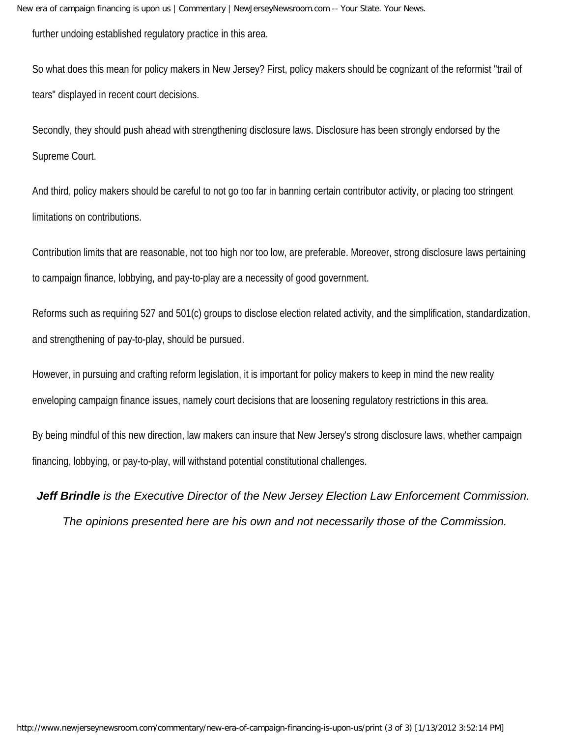further undoing established regulatory practice in this area.

So what does this mean for policy makers in New Jersey? First, policy makers should be cognizant of the reformist "trail of tears" displayed in recent court decisions.

Secondly, they should push ahead with strengthening disclosure laws. Disclosure has been strongly endorsed by the Supreme Court.

And third, policy makers should be careful to not go too far in banning certain contributor activity, or placing too stringent limitations on contributions.

Contribution limits that are reasonable, not too high nor too low, are preferable. Moreover, strong disclosure laws pertaining to campaign finance, lobbying, and pay-to-play are a necessity of good government.

Reforms such as requiring 527 and 501(c) groups to disclose election related activity, and the simplification, standardization, and strengthening of pay-to-play, should be pursued.

However, in pursuing and crafting reform legislation, it is important for policy makers to keep in mind the new reality enveloping campaign finance issues, namely court decisions that are loosening regulatory restrictions in this area.

By being mindful of this new direction, law makers can insure that New Jersey's strong disclosure laws, whether campaign financing, lobbying, or pay-to-play, will withstand potential constitutional challenges.

***Jeff Brindle** is the Executive Director of the New Jersey Election Law Enforcement Commission. The opinions presented here are his own and not necessarily those of the Commission.*